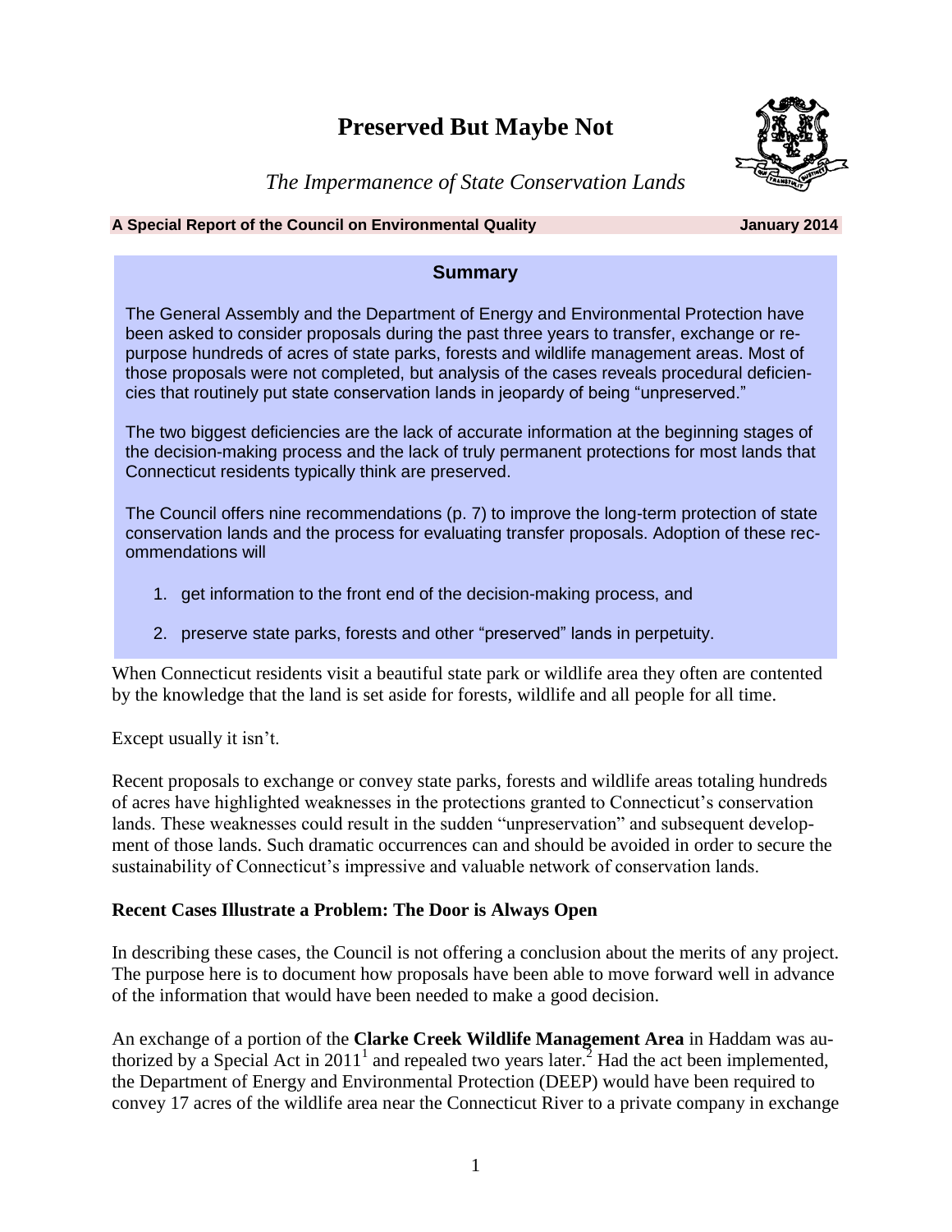# Preserved But Maybe Not

*The Impermanence of State Conservation Lands*

**A Special Report of the Council on Environmental Quality** **January 2014**

## Summary

The General Assembly and the Department of Energy and Environmental Protection have been asked to consider proposals during the past three years to transfer, exchange or re-purpose hundreds of acres of state parks, forests and wildlife management areas. Most of those proposals were not completed, but analysis of the cases reveals procedural deficiencies that routinely put state conservation lands in jeopardy of being "unpreserved."

The two biggest deficiencies are the lack of accurate information at the beginning stages of the decision-making process and the lack of truly permanent protections for most lands that Connecticut residents typically think are preserved.

The Council offers nine recommendations (p. 7) to improve the long-term protection of state conservation lands and the process for evaluating transfer proposals. Adoption of these recommendations will

1. get information to the front end of the decision-making process, and
2. preserve state parks, forests and other "preserved" lands in perpetuity.

When Connecticut residents visit a beautiful state park or wildlife area they often are contented by the knowledge that the land is set aside for forests, wildlife and all people for all time.

Except usually it isn't.

Recent proposals to exchange or convey state parks, forests and wildlife areas totaling hundreds of acres have highlighted weaknesses in the protections granted to Connecticut's conservation lands. These weaknesses could result in the sudden "unpreservation" and subsequent development of those lands. Such dramatic occurrences can and should be avoided in order to secure the sustainability of Connecticut's impressive and valuable network of conservation lands.

### Recent Cases Illustrate a Problem: The Door is Always Open

In describing these cases, the Council is not offering a conclusion about the merits of any project. The purpose here is to document how proposals have been able to move forward well in advance of the information that would have been needed to make a good decision.

An exchange of a portion of the **Clarke Creek Wildlife Management Area** in Haddam was authorized by a Special Act in 2011[1] and repealed two years later.[2] Had the act been implemented, the Department of Energy and Environmental Protection (DEEP) would have been required to convey 17 acres of the wildlife area near the Connecticut River to a private company in exchange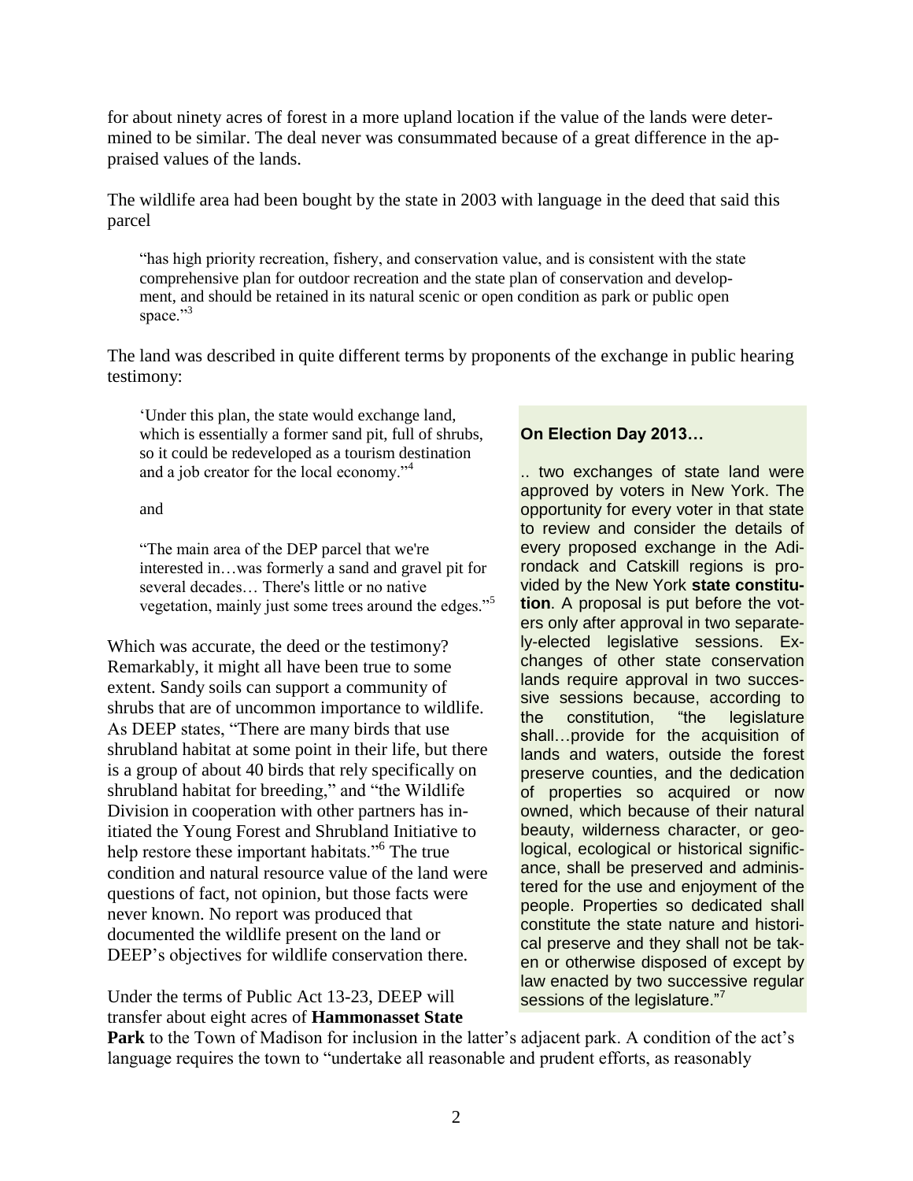for about ninety acres of forest in a more upland location if the value of the lands were determined to be similar. The deal never was consummated because of a great difference in the appraised values of the lands.

The wildlife area had been bought by the state in 2003 with language in the deed that said this parcel

> "has high priority recreation, fishery, and conservation value, and is consistent with the state comprehensive plan for outdoor recreation and the state plan of conservation and development, and should be retained in its natural scenic or open condition as park or public open space."[3]

The land was described in quite different terms by proponents of the exchange in public hearing testimony:

> 'Under this plan, the state would exchange land, which is essentially a former sand pit, full of shrubs, so it could be redeveloped as a tourism destination and a job creator for the local economy."[4]

and

> "The main area of the DEP parcel that we're interested in…was formerly a sand and gravel pit for several decades… There's little or no native vegetation, mainly just some trees around the edges."[5]

Which was accurate, the deed or the testimony? Remarkably, it might all have been true to some extent. Sandy soils can support a community of shrubs that are of uncommon importance to wildlife. As DEEP states, "There are many birds that use shrubland habitat at some point in their life, but there is a group of about 40 birds that rely specifically on shrubland habitat for breeding," and "the Wildlife Division in cooperation with other partners has initiated the Young Forest and Shrubland Initiative to help restore these important habitats."[6] The true condition and natural resource value of the land were questions of fact, not opinion, but those facts were never known. No report was produced that documented the wildlife present on the land or DEEP's objectives for wildlife conservation there.

Under the terms of Public Act 13-23, DEEP will transfer about eight acres of **Hammonasset State Park** to the Town of Madison for inclusion in the latter's adjacent park. A condition of the act's language requires the town to "undertake all reasonable and prudent efforts, as reasonably

**On Election Day 2013…**

.. two exchanges of state land were approved by voters in New York. The opportunity for every voter in that state to review and consider the details of every proposed exchange in the Adirondack and Catskill regions is provided by the New York **state constitution**. A proposal is put before the voters only after approval in two separately-elected legislative sessions. Exchanges of other state conservation lands require approval in two successive sessions because, according to the constitution, "the legislature shall…provide for the acquisition of lands and waters, outside the forest preserve counties, and the dedication of properties so acquired or now owned, which because of their natural beauty, wilderness character, or geological, ecological or historical significance, shall be preserved and administered for the use and enjoyment of the people. Properties so dedicated shall constitute the state nature and historical preserve and they shall not be taken or otherwise disposed of except by law enacted by two successive regular sessions of the legislature."[7]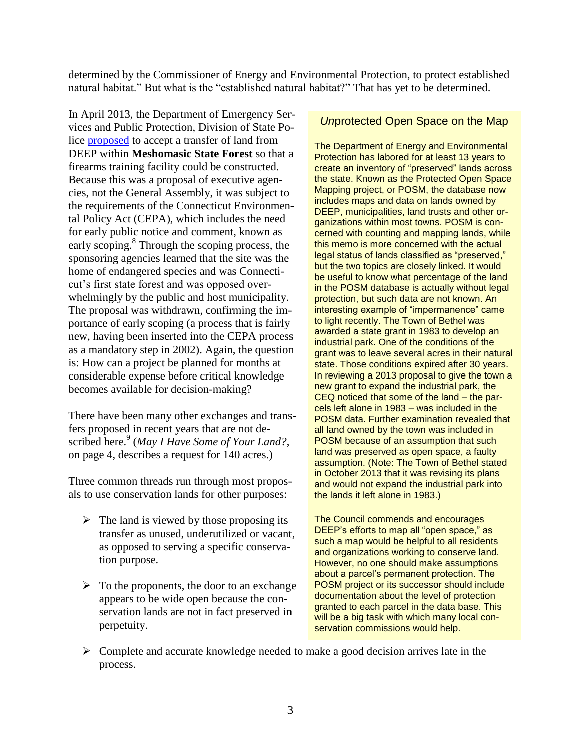determined by the Commissioner of Energy and Environmental Protection, to protect established natural habitat." But what is the "established natural habitat?" That has yet to be determined.

In April 2013, the Department of Emergency Services and Public Protection, Division of State Police [proposed](proposed) to accept a transfer of land from DEEP within **Meshomasic State Forest** so that a firearms training facility could be constructed. Because this was a proposal of executive agencies, not the General Assembly, it was subject to the requirements of the Connecticut Environmental Policy Act (CEPA), which includes the need for early public notice and comment, known as early scoping.[8] Through the scoping process, the sponsoring agencies learned that the site was the home of endangered species and was Connecticut's first state forest and was opposed overwhelmingly by the public and host municipality. The proposal was withdrawn, confirming the importance of early scoping (a process that is fairly new, having been inserted into the CEPA process as a mandatory step in 2002). Again, the question is: How can a project be planned for months at considerable expense before critical knowledge becomes available for decision-making?

There have been many other exchanges and transfers proposed in recent years that are not described here.[9] (*May I Have Some of Your Land?*, on page 4, describes a request for 140 acres.)

Three common threads run through most proposals to use conservation lands for other purposes:

- The land is viewed by those proposing its transfer as unused, underutilized or vacant, as opposed to serving a specific conservation purpose.
- To the proponents, the door to an exchange appears to be wide open because the conservation lands are not in fact preserved in perpetuity.
- Complete and accurate knowledge needed to make a good decision arrives late in the process.

### *Un*protected Open Space on the Map

The Department of Energy and Environmental Protection has labored for at least 13 years to create an inventory of "preserved" lands across the state. Known as the Protected Open Space Mapping project, or POSM, the database now includes maps and data on lands owned by DEEP, municipalities, land trusts and other organizations within most towns. POSM is concerned with counting and mapping lands, while this memo is more concerned with the actual legal status of lands classified as "preserved," but the two topics are closely linked. It would be useful to know what percentage of the land in the POSM database is actually without legal protection, but such data are not known. An interesting example of "impermanence" came to light recently. The Town of Bethel was awarded a state grant in 1983 to develop an industrial park. One of the conditions of the grant was to leave several acres in their natural state. Those conditions expired after 30 years. In reviewing a 2013 proposal to give the town a new grant to expand the industrial park, the CEQ noticed that some of the land – the parcels left alone in 1983 – was included in the POSM data. Further examination revealed that all land owned by the town was included in POSM because of an assumption that such land was preserved as open space, a faulty assumption. (Note: The Town of Bethel stated in October 2013 that it was revising its plans and would not expand the industrial park into the lands it left alone in 1983.)

The Council commends and encourages DEEP's efforts to map all "open space," as such a map would be helpful to all residents and organizations working to conserve land. However, no one should make assumptions about a parcel's permanent protection. The POSM project or its successor should include documentation about the level of protection granted to each parcel in the data base. This will be a big task with which many local conservation commissions would help.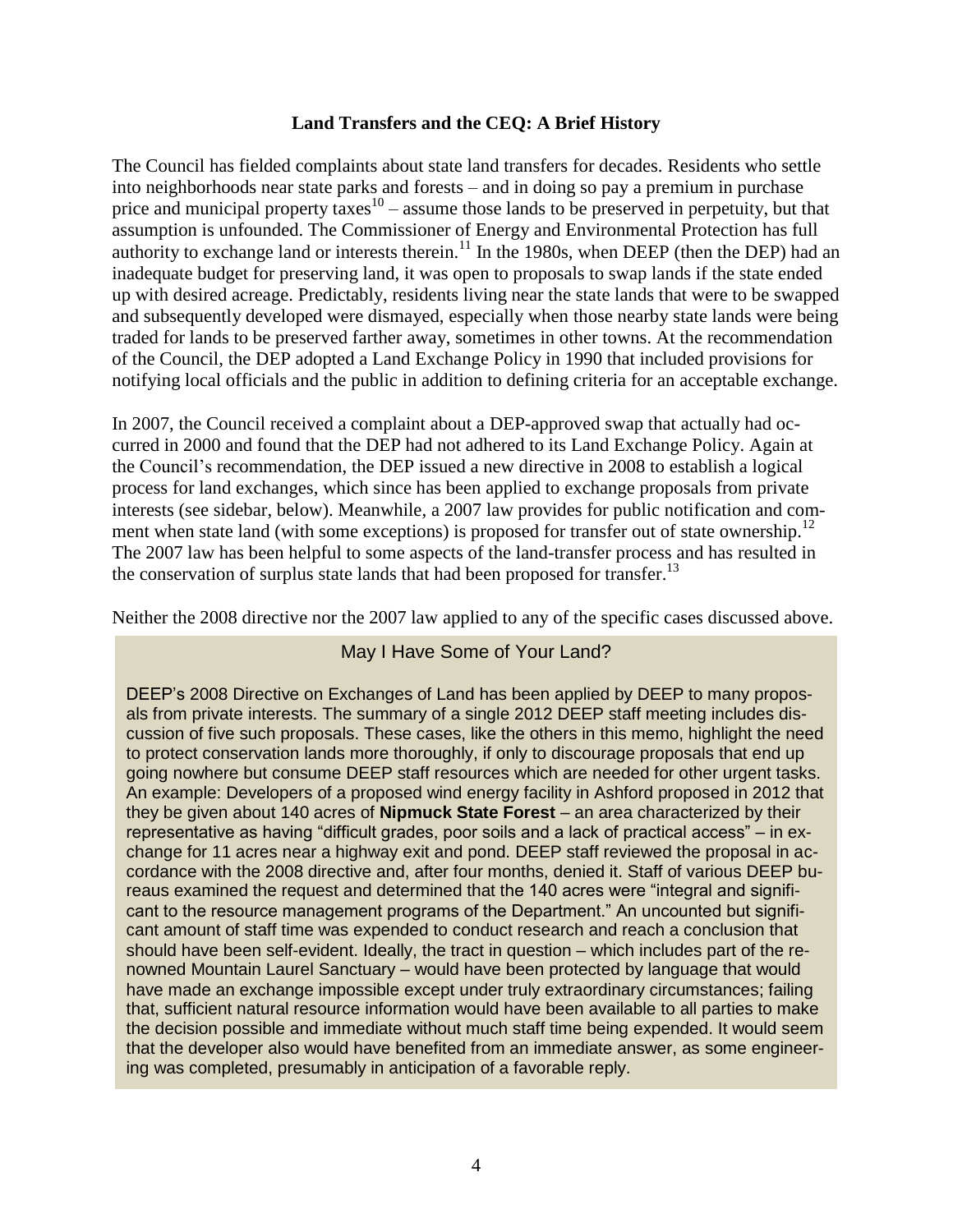### Land Transfers and the CEQ: A Brief History

The Council has fielded complaints about state land transfers for decades. Residents who settle into neighborhoods near state parks and forests – and in doing so pay a premium in purchase price and municipal property taxes[10] – assume those lands to be preserved in perpetuity, but that assumption is unfounded. The Commissioner of Energy and Environmental Protection has full authority to exchange land or interests therein.[11] In the 1980s, when DEEP (then the DEP) had an inadequate budget for preserving land, it was open to proposals to swap lands if the state ended up with desired acreage. Predictably, residents living near the state lands that were to be swapped and subsequently developed were dismayed, especially when those nearby state lands were being traded for lands to be preserved farther away, sometimes in other towns. At the recommendation of the Council, the DEP adopted a Land Exchange Policy in 1990 that included provisions for notifying local officials and the public in addition to defining criteria for an acceptable exchange.

In 2007, the Council received a complaint about a DEP-approved swap that actually had occurred in 2000 and found that the DEP had not adhered to its Land Exchange Policy. Again at the Council's recommendation, the DEP issued a new directive in 2008 to establish a logical process for land exchanges, which since has been applied to exchange proposals from private interests (see sidebar, below). Meanwhile, a 2007 law provides for public notification and comment when state land (with some exceptions) is proposed for transfer out of state ownership.[12] The 2007 law has been helpful to some aspects of the land-transfer process and has resulted in the conservation of surplus state lands that had been proposed for transfer.[13]

Neither the 2008 directive nor the 2007 law applied to any of the specific cases discussed above.

> **May I Have Some of Your Land?**
>
> DEEP's 2008 Directive on Exchanges of Land has been applied by DEEP to many proposals from private interests. The summary of a single 2012 DEEP staff meeting includes discussion of five such proposals. These cases, like the others in this memo, highlight the need to protect conservation lands more thoroughly, if only to discourage proposals that end up going nowhere but consume DEEP staff resources which are needed for other urgent tasks. An example: Developers of a proposed wind energy facility in Ashford proposed in 2012 that they be given about 140 acres of **Nipmuck State Forest** – an area characterized by their representative as having "difficult grades, poor soils and a lack of practical access" – in exchange for 11 acres near a highway exit and pond. DEEP staff reviewed the proposal in accordance with the 2008 directive and, after four months, denied it. Staff of various DEEP bureaus examined the request and determined that the 140 acres were "integral and significant to the resource management programs of the Department." An uncounted but significant amount of staff time was expended to conduct research and reach a conclusion that should have been self-evident. Ideally, the tract in question – which includes part of the renowned Mountain Laurel Sanctuary – would have been protected by language that would have made an exchange impossible except under truly extraordinary circumstances; failing that, sufficient natural resource information would have been available to all parties to make the decision possible and immediate without much staff time being expended. It would seem that the developer also would have benefited from an immediate answer, as some engineering was completed, presumably in anticipation of a favorable reply.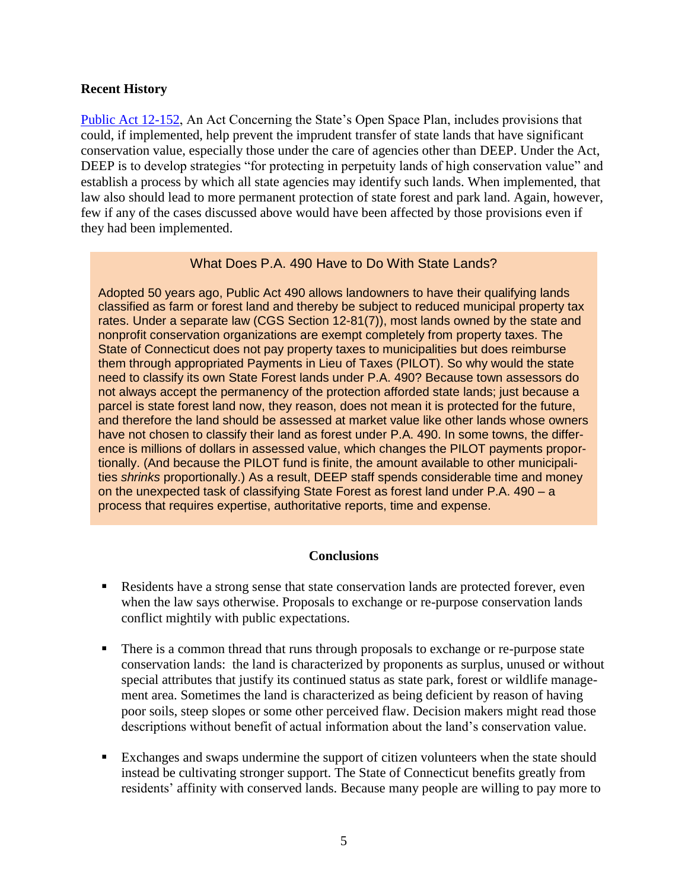**Recent History**

[Public Act 12-152](#), An Act Concerning the State's Open Space Plan, includes provisions that could, if implemented, help prevent the imprudent transfer of state lands that have significant conservation value, especially those under the care of agencies other than DEEP. Under the Act, DEEP is to develop strategies "for protecting in perpetuity lands of high conservation value" and establish a process by which all state agencies may identify such lands. When implemented, that law also should lead to more permanent protection of state forest and park land. Again, however, few if any of the cases discussed above would have been affected by those provisions even if they had been implemented.

> **What Does P.A. 490 Have to Do With State Lands?**
>
> Adopted 50 years ago, Public Act 490 allows landowners to have their qualifying lands classified as farm or forest land and thereby be subject to reduced municipal property tax rates. Under a separate law (CGS Section 12-81(7)), most lands owned by the state and nonprofit conservation organizations are exempt completely from property taxes. The State of Connecticut does not pay property taxes to municipalities but does reimburse them through appropriated Payments in Lieu of Taxes (PILOT). So why would the state need to classify its own State Forest lands under P.A. 490? Because town assessors do not always accept the permanency of the protection afforded state lands; just because a parcel is state forest land now, they reason, does not mean it is protected for the future, and therefore the land should be assessed at market value like other lands whose owners have not chosen to classify their land as forest under P.A. 490. In some towns, the difference is millions of dollars in assessed value, which changes the PILOT payments proportionally. (And because the PILOT fund is finite, the amount available to other municipalities *shrinks* proportionally.) As a result, DEEP staff spends considerable time and money on the unexpected task of classifying State Forest as forest land under P.A. 490 – a process that requires expertise, authoritative reports, time and expense.

**Conclusions**

- Residents have a strong sense that state conservation lands are protected forever, even when the law says otherwise. Proposals to exchange or re-purpose conservation lands conflict mightily with public expectations.

- There is a common thread that runs through proposals to exchange or re-purpose state conservation lands: the land is characterized by proponents as surplus, unused or without special attributes that justify its continued status as state park, forest or wildlife management area. Sometimes the land is characterized as being deficient by reason of having poor soils, steep slopes or some other perceived flaw. Decision makers might read those descriptions without benefit of actual information about the land's conservation value.

- Exchanges and swaps undermine the support of citizen volunteers when the state should instead be cultivating stronger support. The State of Connecticut benefits greatly from residents' affinity with conserved lands. Because many people are willing to pay more to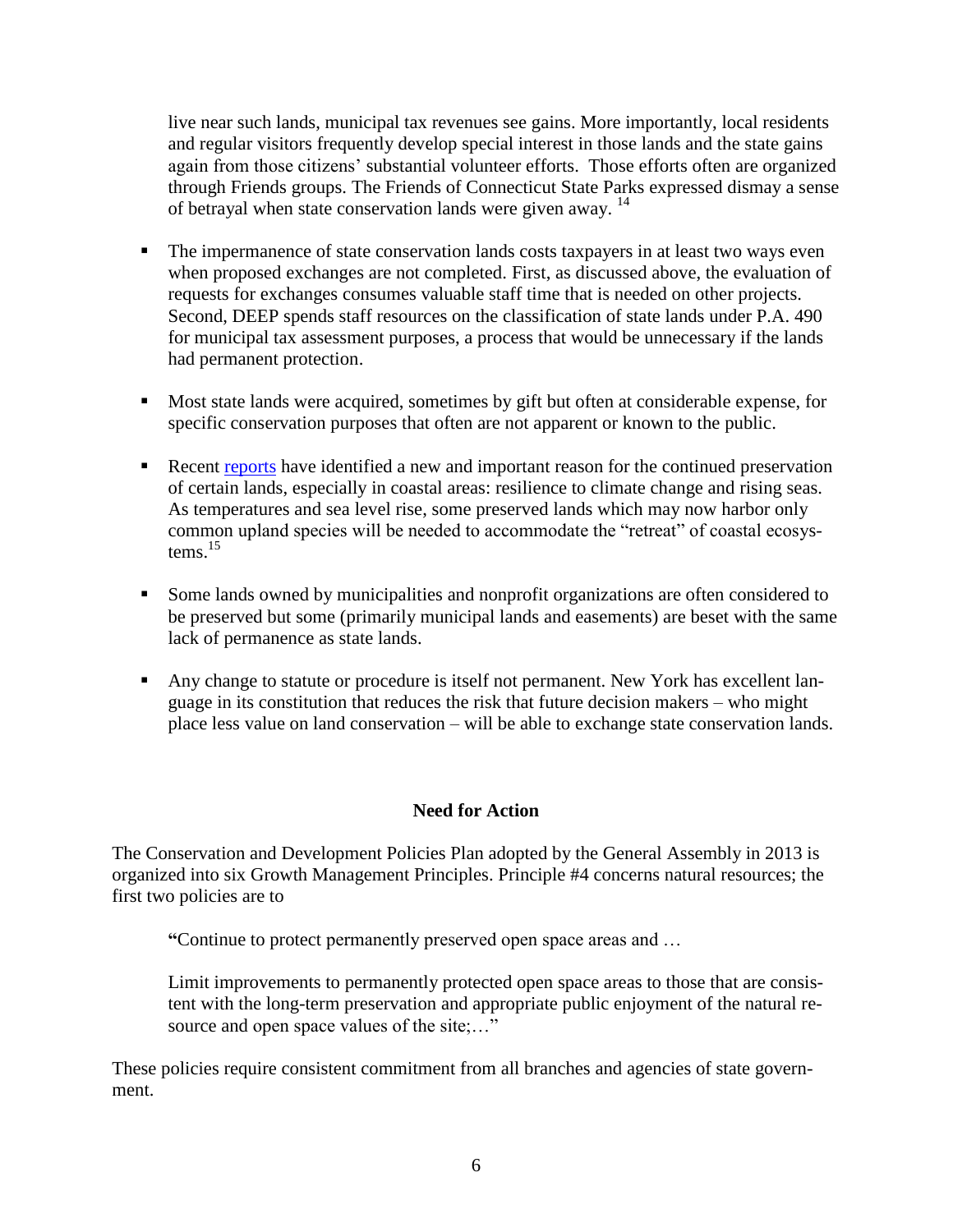live near such lands, municipal tax revenues see gains. More importantly, local residents and regular visitors frequently develop special interest in those lands and the state gains again from those citizens' substantial volunteer efforts. Those efforts often are organized through Friends groups. The Friends of Connecticut State Parks expressed dismay a sense of betrayal when state conservation lands were given away. [14]

- The impermanence of state conservation lands costs taxpayers in at least two ways even when proposed exchanges are not completed. First, as discussed above, the evaluation of requests for exchanges consumes valuable staff time that is needed on other projects. Second, DEEP spends staff resources on the classification of state lands under P.A. 490 for municipal tax assessment purposes, a process that would be unnecessary if the lands had permanent protection.

- Most state lands were acquired, sometimes by gift but often at considerable expense, for specific conservation purposes that often are not apparent or known to the public.

- Recent reports have identified a new and important reason for the continued preservation of certain lands, especially in coastal areas: resilience to climate change and rising seas. As temperatures and sea level rise, some preserved lands which may now harbor only common upland species will be needed to accommodate the "retreat" of coastal ecosystems.[15]

- Some lands owned by municipalities and nonprofit organizations are often considered to be preserved but some (primarily municipal lands and easements) are beset with the same lack of permanence as state lands.

- Any change to statute or procedure is itself not permanent. New York has excellent language in its constitution that reduces the risk that future decision makers – who might place less value on land conservation – will be able to exchange state conservation lands.

## Need for Action

The Conservation and Development Policies Plan adopted by the General Assembly in 2013 is organized into six Growth Management Principles. Principle #4 concerns natural resources; the first two policies are to

> "Continue to protect permanently preserved open space areas and …
>
> Limit improvements to permanently protected open space areas to those that are consistent with the long-term preservation and appropriate public enjoyment of the natural resource and open space values of the site;…"

These policies require consistent commitment from all branches and agencies of state government.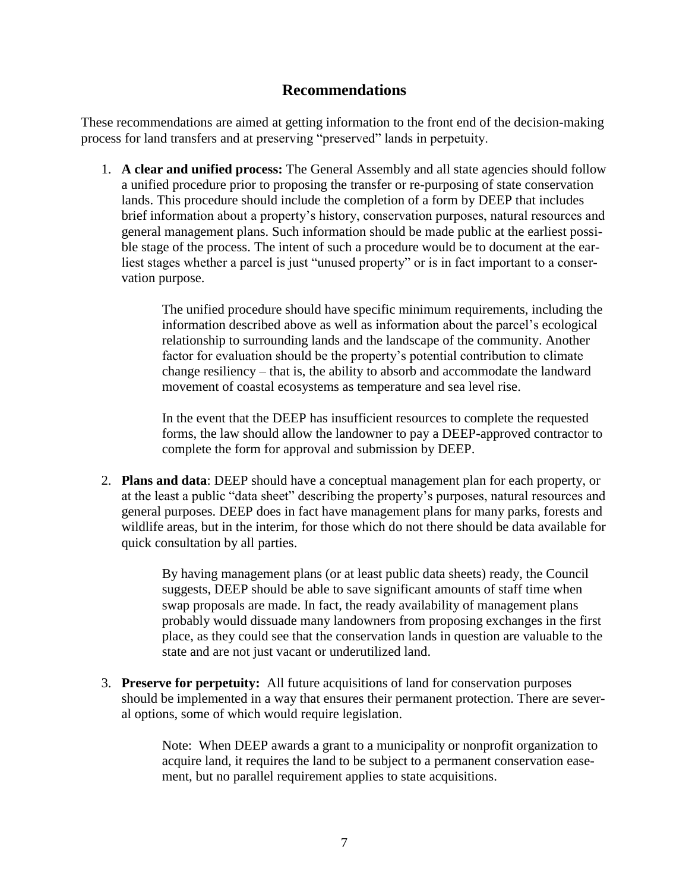## Recommendations

These recommendations are aimed at getting information to the front end of the decision-making process for land transfers and at preserving "preserved" lands in perpetuity.

1. **A clear and unified process:** The General Assembly and all state agencies should follow a unified procedure prior to proposing the transfer or re-purposing of state conservation lands. This procedure should include the completion of a form by DEEP that includes brief information about a property's history, conservation purposes, natural resources and general management plans. Such information should be made public at the earliest possible stage of the process. The intent of such a procedure would be to document at the earliest stages whether a parcel is just "unused property" or is in fact important to a conservation purpose.

   The unified procedure should have specific minimum requirements, including the information described above as well as information about the parcel's ecological relationship to surrounding lands and the landscape of the community. Another factor for evaluation should be the property's potential contribution to climate change resiliency – that is, the ability to absorb and accommodate the landward movement of coastal ecosystems as temperature and sea level rise.

   In the event that the DEEP has insufficient resources to complete the requested forms, the law should allow the landowner to pay a DEEP-approved contractor to complete the form for approval and submission by DEEP.

2. **Plans and data**: DEEP should have a conceptual management plan for each property, or at the least a public "data sheet" describing the property's purposes, natural resources and general purposes. DEEP does in fact have management plans for many parks, forests and wildlife areas, but in the interim, for those which do not there should be data available for quick consultation by all parties.

   By having management plans (or at least public data sheets) ready, the Council suggests, DEEP should be able to save significant amounts of staff time when swap proposals are made. In fact, the ready availability of management plans probably would dissuade many landowners from proposing exchanges in the first place, as they could see that the conservation lands in question are valuable to the state and are not just vacant or underutilized land.

3. **Preserve for perpetuity:** All future acquisitions of land for conservation purposes should be implemented in a way that ensures their permanent protection. There are several options, some of which would require legislation.

   Note: When DEEP awards a grant to a municipality or nonprofit organization to acquire land, it requires the land to be subject to a permanent conservation easement, but no parallel requirement applies to state acquisitions.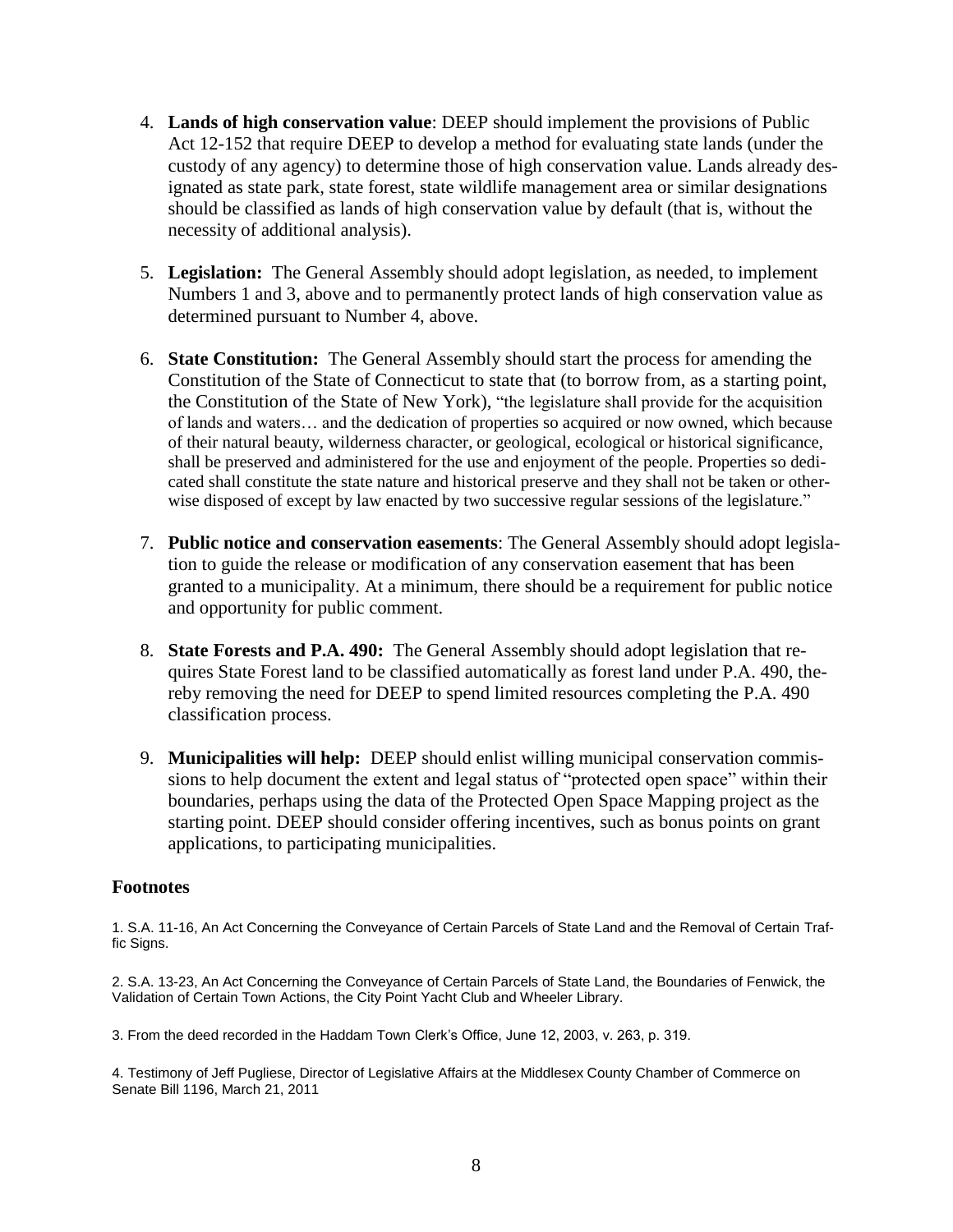4. **Lands of high conservation value**: DEEP should implement the provisions of Public Act 12-152 that require DEEP to develop a method for evaluating state lands (under the custody of any agency) to determine those of high conservation value. Lands already designated as state park, state forest, state wildlife management area or similar designations should be classified as lands of high conservation value by default (that is, without the necessity of additional analysis).

5. **Legislation:** The General Assembly should adopt legislation, as needed, to implement Numbers 1 and 3, above and to permanently protect lands of high conservation value as determined pursuant to Number 4, above.

6. **State Constitution:** The General Assembly should start the process for amending the Constitution of the State of Connecticut to state that (to borrow from, as a starting point, the Constitution of the State of New York), "the legislature shall provide for the acquisition of lands and waters… and the dedication of properties so acquired or now owned, which because of their natural beauty, wilderness character, or geological, ecological or historical significance, shall be preserved and administered for the use and enjoyment of the people. Properties so dedicated shall constitute the state nature and historical preserve and they shall not be taken or otherwise disposed of except by law enacted by two successive regular sessions of the legislature."

7. **Public notice and conservation easements**: The General Assembly should adopt legislation to guide the release or modification of any conservation easement that has been granted to a municipality. At a minimum, there should be a requirement for public notice and opportunity for public comment.

8. **State Forests and P.A. 490:** The General Assembly should adopt legislation that requires State Forest land to be classified automatically as forest land under P.A. 490, thereby removing the need for DEEP to spend limited resources completing the P.A. 490 classification process.

9. **Municipalities will help:** DEEP should enlist willing municipal conservation commissions to help document the extent and legal status of "protected open space" within their boundaries, perhaps using the data of the Protected Open Space Mapping project as the starting point. DEEP should consider offering incentives, such as bonus points on grant applications, to participating municipalities.

### Footnotes

1. S.A. 11-16, An Act Concerning the Conveyance of Certain Parcels of State Land and the Removal of Certain Traffic Signs.

2. S.A. 13-23, An Act Concerning the Conveyance of Certain Parcels of State Land, the Boundaries of Fenwick, the Validation of Certain Town Actions, the City Point Yacht Club and Wheeler Library.

3. From the deed recorded in the Haddam Town Clerk's Office, June 12, 2003, v. 263, p. 319.

4. Testimony of Jeff Pugliese, Director of Legislative Affairs at the Middlesex County Chamber of Commerce on Senate Bill 1196, March 21, 2011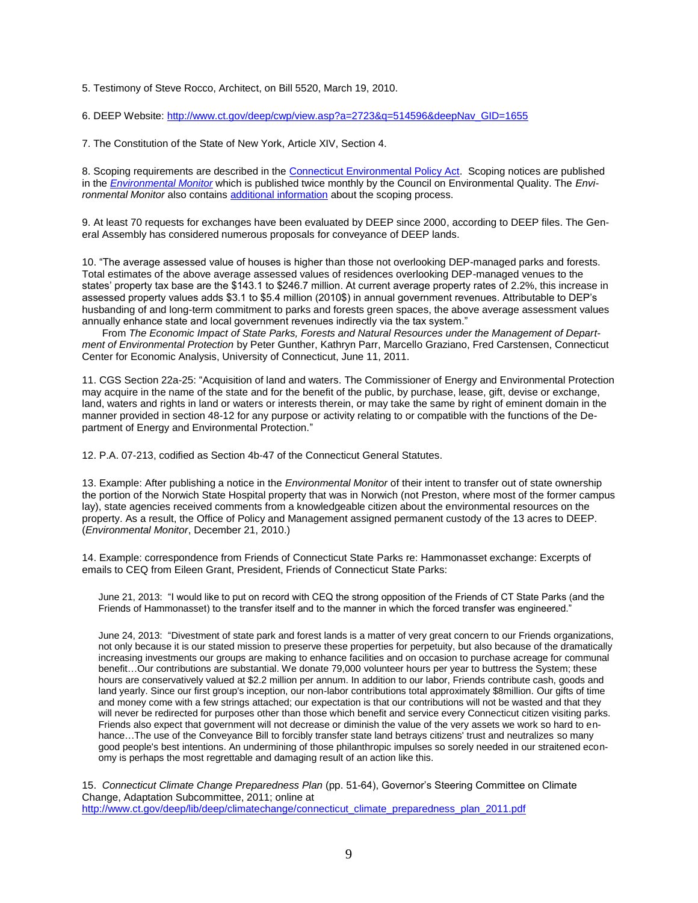5. Testimony of Steve Rocco, Architect, on Bill 5520, March 19, 2010.

6. DEEP Website: [http://www.ct.gov/deep/cwp/view.asp?a=2723&q=514596&deepNav_GID=1655](http://www.ct.gov/deep/cwp/view.asp?a=2723&q=514596&deepNav_GID=1655)

7. The Constitution of the State of New York, Article XIV, Section 4.

8. Scoping requirements are described in the [Connecticut Environmental Policy Act](). Scoping notices are published in the *[Environmental Monitor]()* which is published twice monthly by the Council on Environmental Quality. The *Environmental Monitor* also contains [additional information]() about the scoping process.

9. At least 70 requests for exchanges have been evaluated by DEEP since 2000, according to DEEP files. The General Assembly has considered numerous proposals for conveyance of DEEP lands.

10. "The average assessed value of houses is higher than those not overlooking DEP-managed parks and forests. Total estimates of the above average assessed values of residences overlooking DEP-managed venues to the states' property tax base are the $143.1 to $246.7 million. At current average property rates of 2.2%, this increase in assessed property values adds $3.1 to $5.4 million (2010$) in annual government revenues. Attributable to DEP's husbanding of and long-term commitment to parks and forests green spaces, the above average assessment values annually enhance state and local government revenues indirectly via the tax system."

From *The Economic Impact of State Parks, Forests and Natural Resources under the Management of Department of Environmental Protection* by Peter Gunther, Kathryn Parr, Marcello Graziano, Fred Carstensen, Connecticut Center for Economic Analysis, University of Connecticut, June 11, 2011.

11. CGS Section 22a-25: "Acquisition of land and waters. The Commissioner of Energy and Environmental Protection may acquire in the name of the state and for the benefit of the public, by purchase, lease, gift, devise or exchange, land, waters and rights in land or waters or interests therein, or may take the same by right of eminent domain in the manner provided in section 48-12 for any purpose or activity relating to or compatible with the functions of the Department of Energy and Environmental Protection."

12. P.A. 07-213, codified as Section 4b-47 of the Connecticut General Statutes.

13. Example: After publishing a notice in the *Environmental Monitor* of their intent to transfer out of state ownership the portion of the Norwich State Hospital property that was in Norwich (not Preston, where most of the former campus lay), state agencies received comments from a knowledgeable citizen about the environmental resources on the property. As a result, the Office of Policy and Management assigned permanent custody of the 13 acres to DEEP. (*Environmental Monitor*, December 21, 2010.)

14. Example: correspondence from Friends of Connecticut State Parks re: Hammonasset exchange: Excerpts of emails to CEQ from Eileen Grant, President, Friends of Connecticut State Parks:

> June 21, 2013: "I would like to put on record with CEQ the strong opposition of the Friends of CT State Parks (and the Friends of Hammonasset) to the transfer itself and to the manner in which the forced transfer was engineered."
>
> June 24, 2013: "Divestment of state park and forest lands is a matter of very great concern to our Friends organizations, not only because it is our stated mission to preserve these properties for perpetuity, but also because of the dramatically increasing investments our groups are making to enhance facilities and on occasion to purchase acreage for communal benefit…Our contributions are substantial. We donate 79,000 volunteer hours per year to buttress the System; these hours are conservatively valued at $2.2 million per annum. In addition to our labor, Friends contribute cash, goods and land yearly. Since our first group's inception, our non-labor contributions total approximately $8million. Our gifts of time and money come with a few strings attached; our expectation is that our contributions will not be wasted and that they will never be redirected for purposes other than those which benefit and service every Connecticut citizen visiting parks. Friends also expect that government will not decrease or diminish the value of the very assets we work so hard to enhance…The use of the Conveyance Bill to forcibly transfer state land betrays citizens' trust and neutralizes so many good people's best intentions. An undermining of those philanthropic impulses so sorely needed in our straitened economy is perhaps the most regrettable and damaging result of an action like this.

15. *Connecticut Climate Change Preparedness Plan* (pp. 51-64), Governor's Steering Committee on Climate Change, Adaptation Subcommittee, 2011; online at [http://www.ct.gov/deep/lib/deep/climatechange/connecticut_climate_preparedness_plan_2011.pdf](http://www.ct.gov/deep/lib/deep/climatechange/connecticut_climate_preparedness_plan_2011.pdf)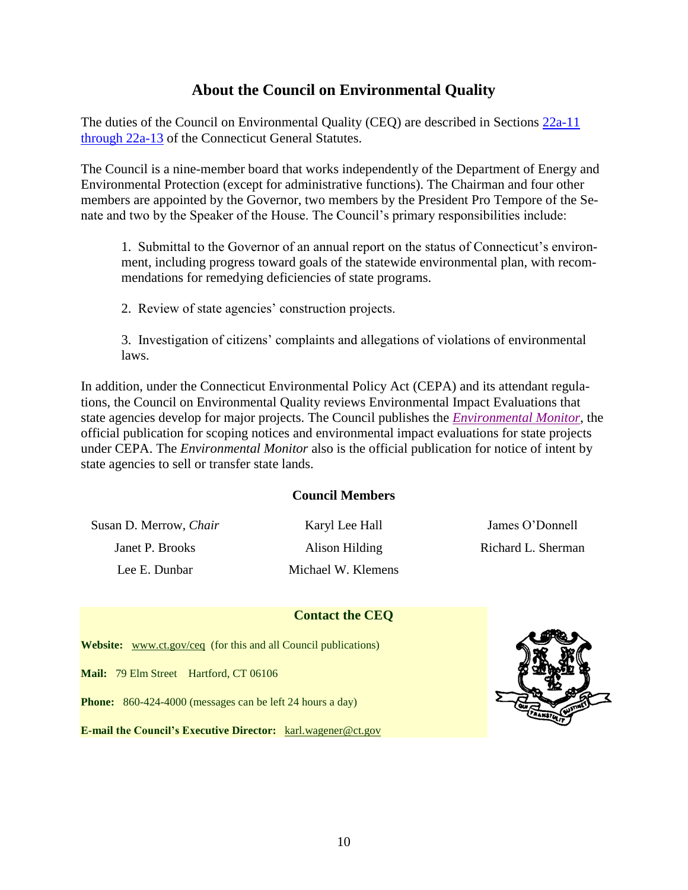## About the Council on Environmental Quality

The duties of the Council on Environmental Quality (CEQ) are described in Sections 22a-11 through 22a-13 of the Connecticut General Statutes.

The Council is a nine-member board that works independently of the Department of Energy and Environmental Protection (except for administrative functions). The Chairman and four other members are appointed by the Governor, two members by the President Pro Tempore of the Senate and two by the Speaker of the House. The Council's primary responsibilities include:

1. Submittal to the Governor of an annual report on the status of Connecticut's environment, including progress toward goals of the statewide environmental plan, with recommendations for remedying deficiencies of state programs.

2. Review of state agencies' construction projects.

3. Investigation of citizens' complaints and allegations of violations of environmental laws.

In addition, under the Connecticut Environmental Policy Act (CEPA) and its attendant regulations, the Council on Environmental Quality reviews Environmental Impact Evaluations that state agencies develop for major projects. The Council publishes the *Environmental Monitor*, the official publication for scoping notices and environmental impact evaluations for state projects under CEPA. The *Environmental Monitor* also is the official publication for notice of intent by state agencies to sell or transfer state lands.

### Council Members

| | | |
|---|---|---|
| Susan D. Merrow, *Chair* | Karyl Lee Hall | James O'Donnell |
| Janet P. Brooks | Alison Hilding | Richard L. Sherman |
| Lee E. Dunbar | Michael W. Klemens | |

### Contact the CEQ

**Website:** www.ct.gov/ceq (for this and all Council publications)

**Mail:** 79 Elm Street Hartford, CT 06106

**Phone:** 860-424-4000 (messages can be left 24 hours a day)

**E-mail the Council's Executive Director:** karl.wagener@ct.gov